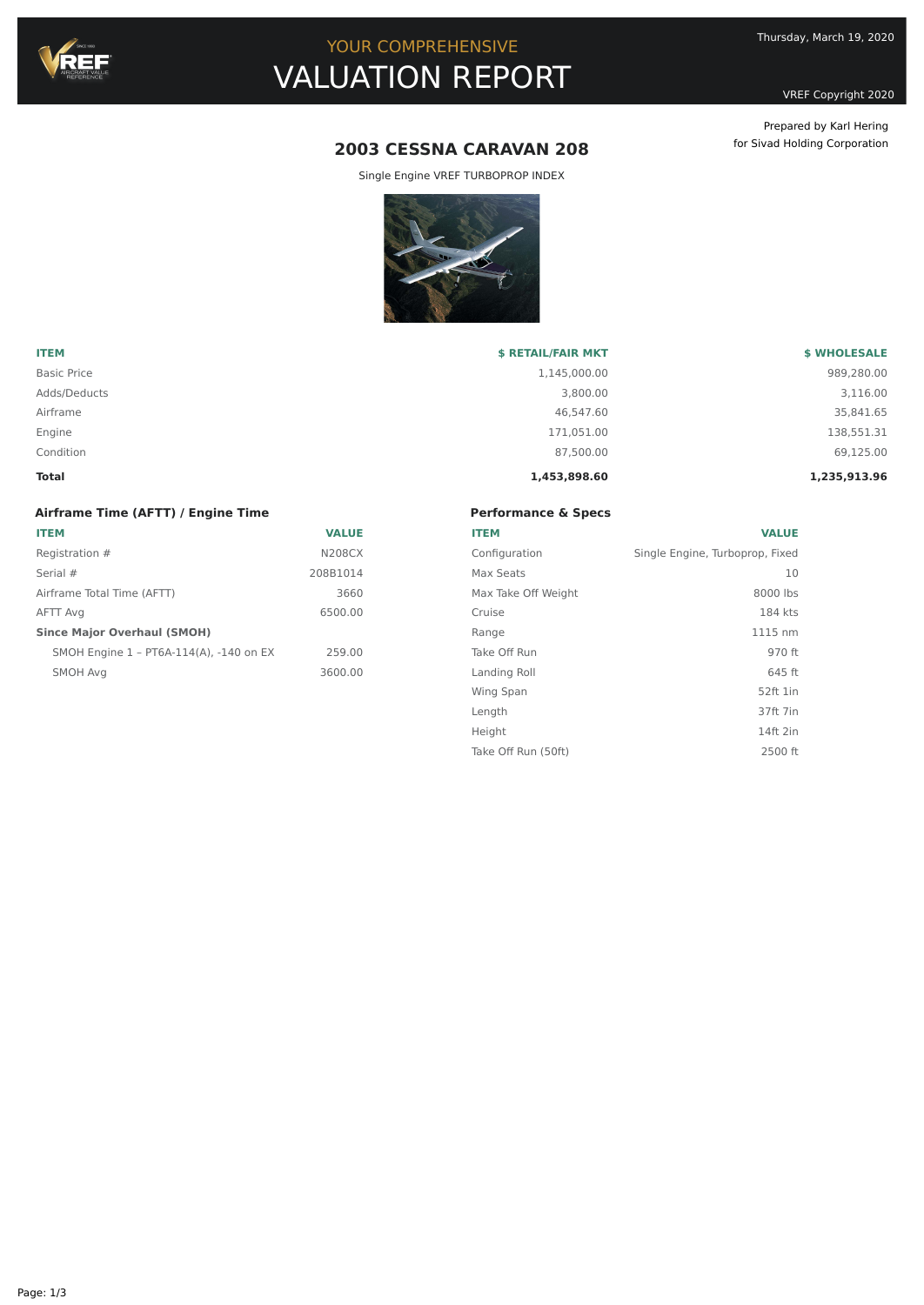YOUR COMPREHENSIVE

# VALUATION REPORT

Thursday, March 19, 2020

VREF Copyright 2020

Prepared by Karl Hering
for Sivad Holding Corporation

## 2003 CESSNA CARAVAN 208

Single Engine VREF TURBOPROP INDEX

| ITEM | $ RETAIL/FAIR MKT | $ WHOLESALE |
|---|---|---|
| Basic Price | 1,145,000.00 | 989,280.00 |
| Adds/Deducts | 3,800.00 | 3,116.00 |
| Airframe | 46,547.60 | 35,841.65 |
| Engine | 171,051.00 | 138,551.31 |
| Condition | 87,500.00 | 69,125.00 |
| **Total** | **1,453,898.60** | **1,235,913.96** |

### Airframe Time (AFTT) / Engine Time

| ITEM | VALUE |
|---|---|
| Registration # | N208CX |
| Serial # | 208B1014 |
| Airframe Total Time (AFTT) | 3660 |
| AFTT Avg | 6500.00 |
| **Since Major Overhaul (SMOH)** | |
| SMOH Engine 1 – PT6A-114(A), -140 on EX | 259.00 |
| SMOH Avg | 3600.00 |

### Performance & Specs

| ITEM | VALUE |
|---|---|
| Configuration | Single Engine, Turboprop, Fixed |
| Max Seats | 10 |
| Max Take Off Weight | 8000 lbs |
| Cruise | 184 kts |
| Range | 1115 nm |
| Take Off Run | 970 ft |
| Landing Roll | 645 ft |
| Wing Span | 52ft 1in |
| Length | 37ft 7in |
| Height | 14ft 2in |
| Take Off Run (50ft) | 2500 ft |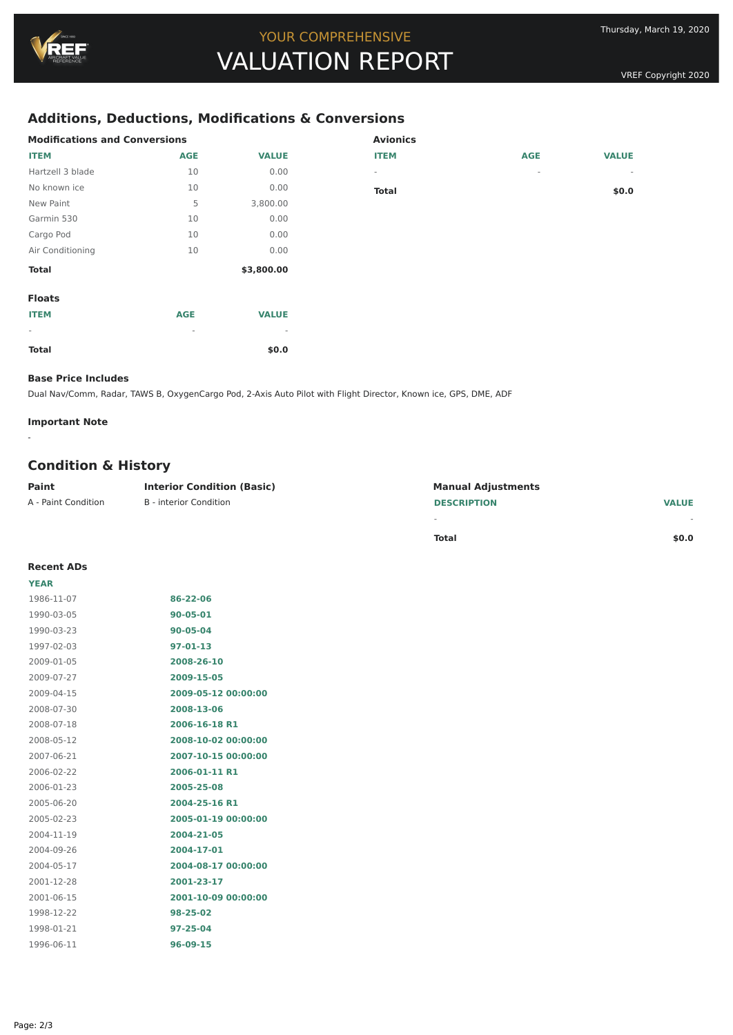## Additions, Deductions, Modifications & Conversions

### Modifications and Conversions

| ITEM | AGE | VALUE |
|---|---|---|
| Hartzell 3 blade | 10 | 0.00 |
| No known ice | 10 | 0.00 |
| New Paint | 5 | 3,800.00 |
| Garmin 530 | 10 | 0.00 |
| Cargo Pod | 10 | 0.00 |
| Air Conditioning | 10 | 0.00 |
| **Total** | | **$3,800.00** |

### Avionics

| ITEM | AGE | VALUE |
|---|---|---|
| - | - | - |
| **Total** | | **$0.0** |

### Floats

| ITEM | AGE | VALUE |
|---|---|---|
| - | - | - |
| **Total** | | **$0.0** |

**Base Price Includes**

Dual Nav/Comm, Radar, TAWS B, OxygenCargo Pod, 2-Axis Auto Pilot with Flight Director, Known ice, GPS, DME, ADF

**Important Note**

-

## Condition & History

| Paint | Interior Condition (Basic) |
|---|---|
| A - Paint Condition | B - interior Condition |

### Manual Adjustments

| DESCRIPTION | VALUE |
|---|---|
| - | - |
| **Total** | **$0.0** |

### Recent ADs

| YEAR | |
|---|---|
| 1986-11-07 | **86-22-06** |
| 1990-03-05 | **90-05-01** |
| 1990-03-23 | **90-05-04** |
| 1997-02-03 | **97-01-13** |
| 2009-01-05 | **2008-26-10** |
| 2009-07-27 | **2009-15-05** |
| 2009-04-15 | **2009-05-12 00:00:00** |
| 2008-07-30 | **2008-13-06** |
| 2008-07-18 | **2006-16-18 R1** |
| 2008-05-12 | **2008-10-02 00:00:00** |
| 2007-06-21 | **2007-10-15 00:00:00** |
| 2006-02-22 | **2006-01-11 R1** |
| 2006-01-23 | **2005-25-08** |
| 2005-06-20 | **2004-25-16 R1** |
| 2005-02-23 | **2005-01-19 00:00:00** |
| 2004-11-19 | **2004-21-05** |
| 2004-09-26 | **2004-17-01** |
| 2004-05-17 | **2004-08-17 00:00:00** |
| 2001-12-28 | **2001-23-17** |
| 2001-06-15 | **2001-10-09 00:00:00** |
| 1998-12-22 | **98-25-02** |
| 1998-01-21 | **97-25-04** |
| 1996-06-11 | **96-09-15** |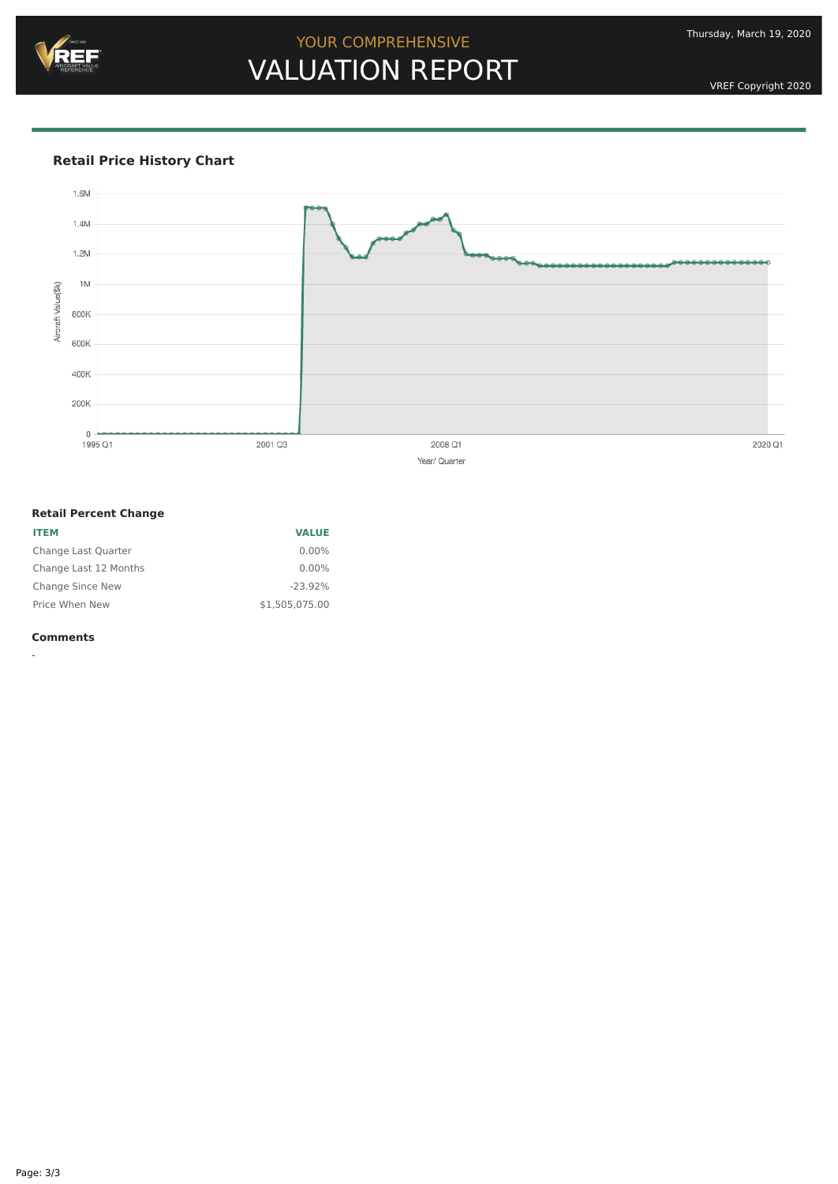YOUR COMPREHENSIVE

# VALUATION REPORT

Thursday, March 19, 2020

VREF Copyright 2020

## Retail Price History Chart

1.6M
1.4M
1.2M
1M
800K
600K
400K
200K
0

Aircraft Value($k)

1995 Q1
2001 Q3
2008 Q1
2020 Q1

Year/ Quarter

## Retail Percent Change

| ITEM | VALUE |
|---|---|
| Change Last Quarter | 0.00% |
| Change Last 12 Months | 0.00% |
| Change Since New | -23.92% |
| Price When New | $1,505,075.00 |

## Comments

-